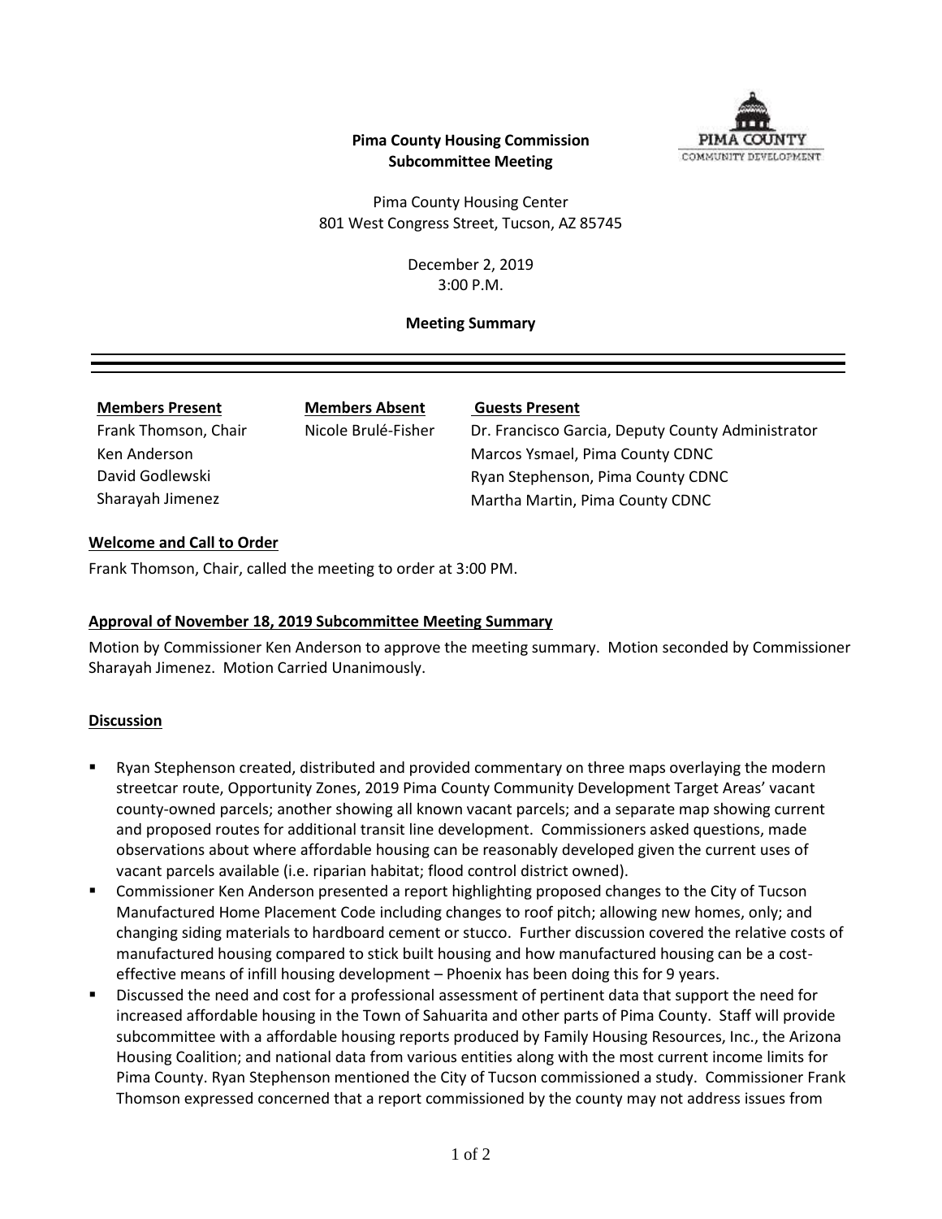**Pima County Housing Commission**
**Subcommittee Meeting**

Pima County Housing Center
801 West Congress Street, Tucson, AZ 85745

December 2, 2019
3:00 P.M.

**Meeting Summary**

---

| **Members Present** | **Members Absent** | **Guests Present** |
|---|---|---|
| Frank Thomson, Chair | Nicole Brulé-Fisher | Dr. Francisco Garcia, Deputy County Administrator |
| Ken Anderson | | Marcos Ysmael, Pima County CDNC |
| David Godlewski | | Ryan Stephenson, Pima County CDNC |
| Sharayah Jimenez | | Martha Martin, Pima County CDNC |

**Welcome and Call to Order**

Frank Thomson, Chair, called the meeting to order at 3:00 PM.

**Approval of November 18, 2019 Subcommittee Meeting Summary**

Motion by Commissioner Ken Anderson to approve the meeting summary. Motion seconded by Commissioner Sharayah Jimenez. Motion Carried Unanimously.

**Discussion**

- Ryan Stephenson created, distributed and provided commentary on three maps overlaying the modern streetcar route, Opportunity Zones, 2019 Pima County Community Development Target Areas' vacant county-owned parcels; another showing all known vacant parcels; and a separate map showing current and proposed routes for additional transit line development. Commissioners asked questions, made observations about where affordable housing can be reasonably developed given the current uses of vacant parcels available (i.e. riparian habitat; flood control district owned).
- Commissioner Ken Anderson presented a report highlighting proposed changes to the City of Tucson Manufactured Home Placement Code including changes to roof pitch; allowing new homes, only; and changing siding materials to hardboard cement or stucco. Further discussion covered the relative costs of manufactured housing compared to stick built housing and how manufactured housing can be a cost-effective means of infill housing development – Phoenix has been doing this for 9 years.
- Discussed the need and cost for a professional assessment of pertinent data that support the need for increased affordable housing in the Town of Sahuarita and other parts of Pima County. Staff will provide subcommittee with a affordable housing reports produced by Family Housing Resources, Inc., the Arizona Housing Coalition; and national data from various entities along with the most current income limits for Pima County. Ryan Stephenson mentioned the City of Tucson commissioned a study. Commissioner Frank Thomson expressed concerned that a report commissioned by the county may not address issues from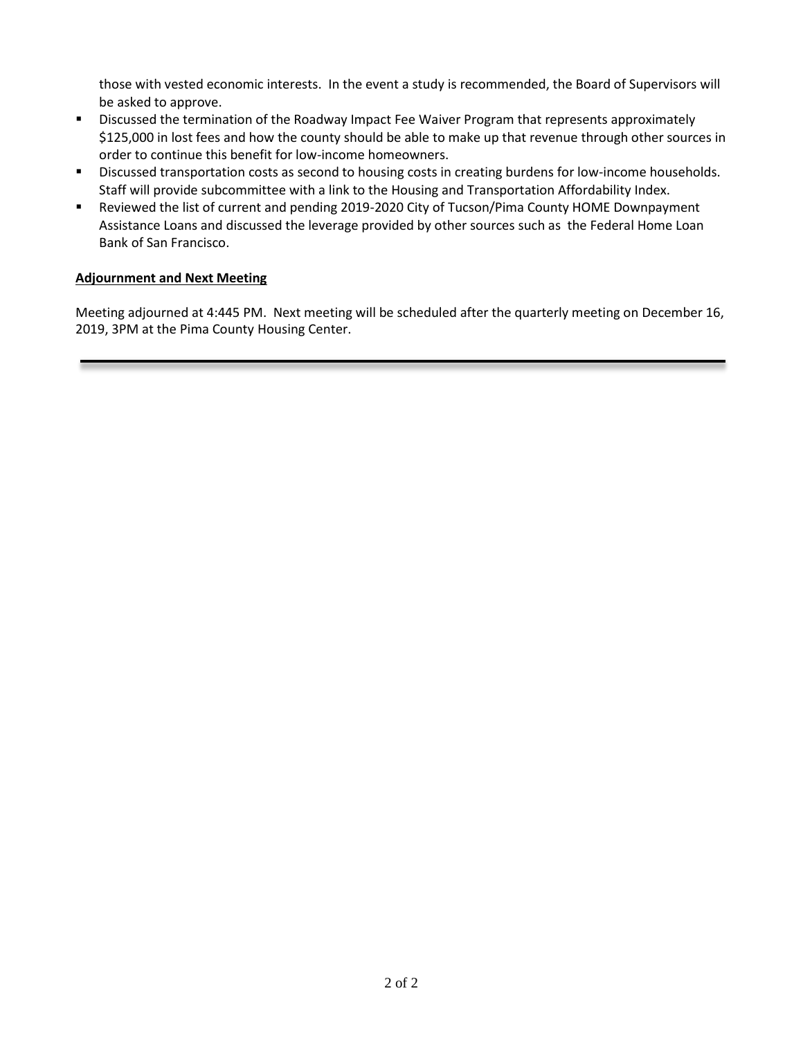those with vested economic interests. In the event a study is recommended, the Board of Supervisors will be asked to approve.

- Discussed the termination of the Roadway Impact Fee Waiver Program that represents approximately $125,000 in lost fees and how the county should be able to make up that revenue through other sources in order to continue this benefit for low-income homeowners.
- Discussed transportation costs as second to housing costs in creating burdens for low-income households. Staff will provide subcommittee with a link to the Housing and Transportation Affordability Index.
- Reviewed the list of current and pending 2019-2020 City of Tucson/Pima County HOME Downpayment Assistance Loans and discussed the leverage provided by other sources such as the Federal Home Loan Bank of San Francisco.

**Adjournment and Next Meeting**

Meeting adjourned at 4:445 PM. Next meeting will be scheduled after the quarterly meeting on December 16, 2019, 3PM at the Pima County Housing Center.